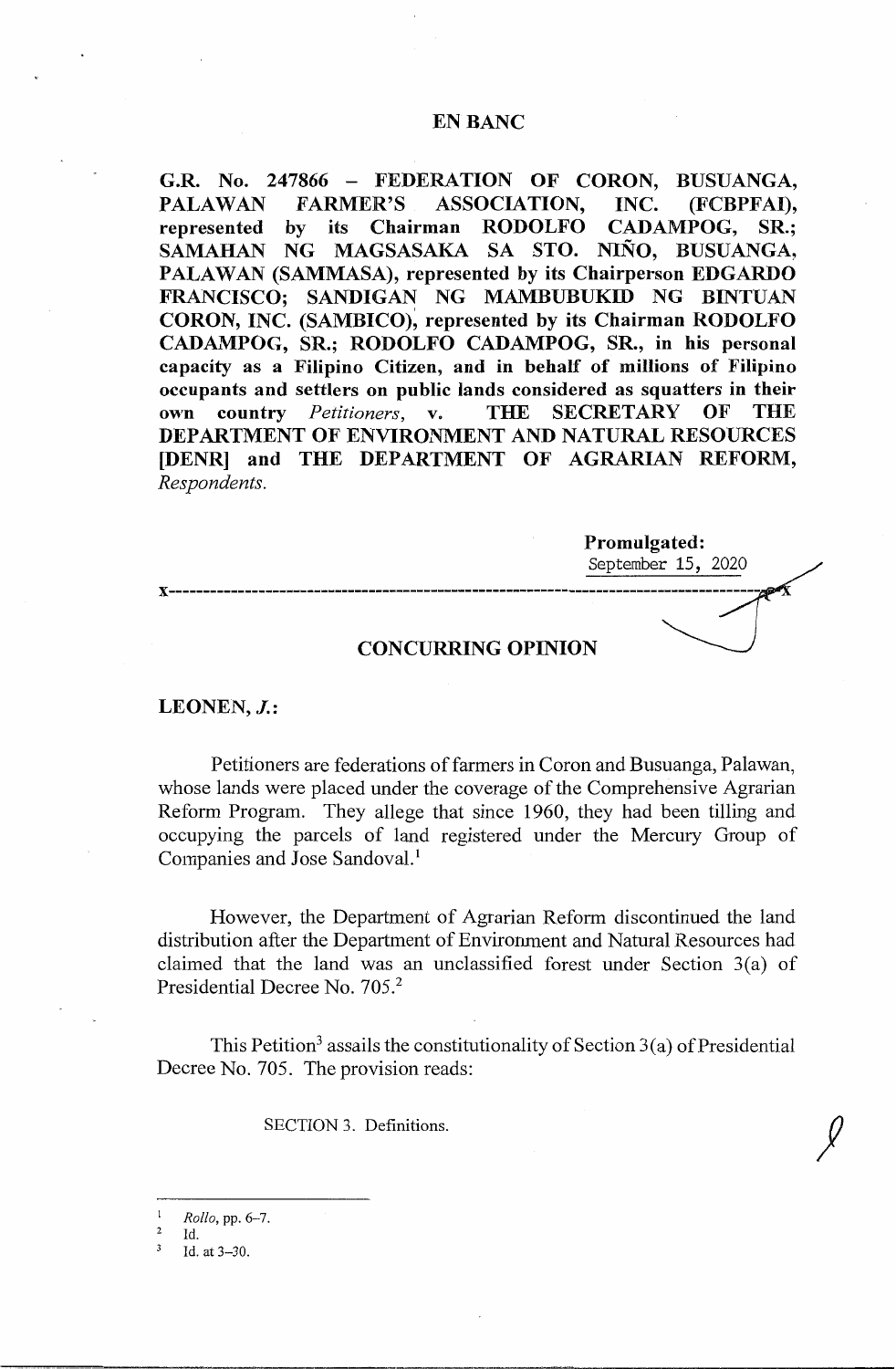# EN BANC

**G.R. No. 247866 – FEDERATION OF CORON, BUSUANGA, PALAWAN FARMER'S ASSOCIATION, INC. (FCBPFAI), represented by its Chairman RODOLFO CADAMPOG, SR.; SAMAHAN NG MAGSASAKA SA STO. NIÑO, BUSUANGA, PALAWAN (SAMMASA), represented by its Chairperson EDGARDO FRANCISCO; SANDIGAN NG MAMBUBUKID NG BINTUAN CORON, INC. (SAMBICO), represented by its Chairman RODOLFO CADAMPOG, SR.; RODOLFO CADAMPOG, SR., in his personal capacity as a Filipino Citizen, and in behalf of millions of Filipino occupants and settlers on public lands considered as squatters in their own country** *Petitioners*, **v. THE SECRETARY OF THE DEPARTMENT OF ENVIRONMENT AND NATURAL RESOURCES [DENR] and THE DEPARTMENT OF AGRARIAN REFORM,** *Respondents.*

**Promulgated:**
September 15, 2020

x-----------------------------------------------------------------------------------------x

## CONCURRING OPINION

**LEONEN, *J.*:**

Petitioners are federations of farmers in Coron and Busuanga, Palawan, whose lands were placed under the coverage of the Comprehensive Agrarian Reform Program. They allege that since 1960, they had been tilling and occupying the parcels of land registered under the Mercury Group of Companies and Jose Sandoval.[1]

However, the Department of Agrarian Reform discontinued the land distribution after the Department of Environment and Natural Resources had claimed that the land was an unclassified forest under Section 3(a) of Presidential Decree No. 705.[2]

This Petition[3] assails the constitutionality of Section 3(a) of Presidential Decree No. 705. The provision reads:

> SECTION 3. Definitions.

---

[1] *Rollo*, pp. 6–7.

[2] Id.

[3] Id. at 3–30.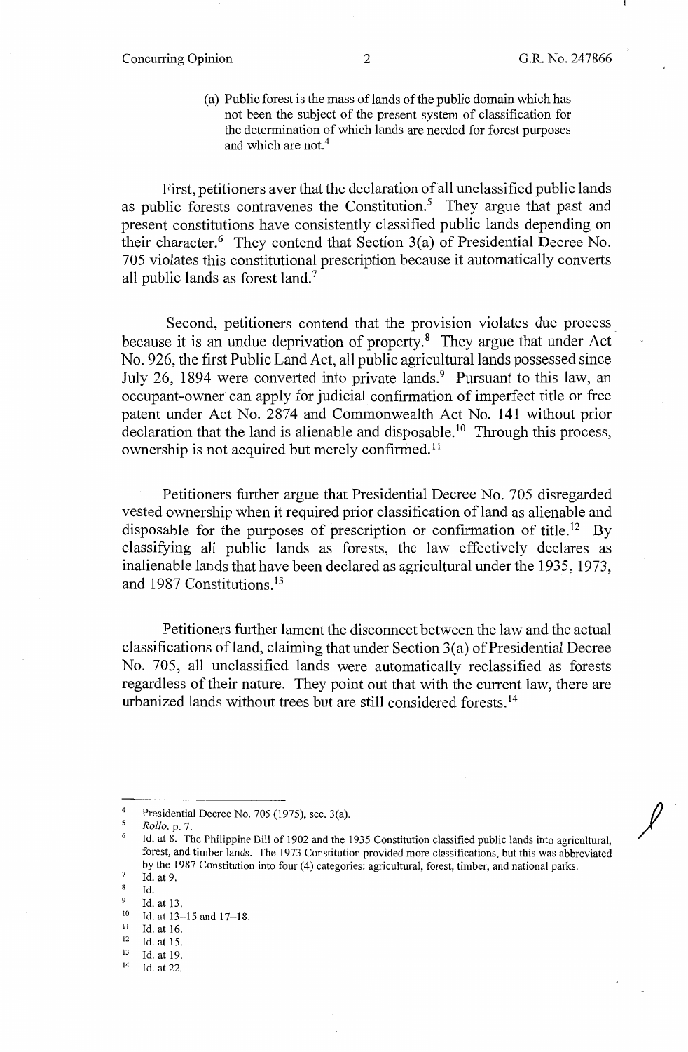> (a) Public forest is the mass of lands of the public domain which has not been the subject of the present system of classification for the determination of which lands are needed for forest purposes and which are not.[4]

First, petitioners aver that the declaration of all unclassified public lands as public forests contravenes the Constitution.[5] They argue that past and present constitutions have consistently classified public lands depending on their character.[6] They contend that Section 3(a) of Presidential Decree No. 705 violates this constitutional prescription because it automatically converts all public lands as forest land.[7]

Second, petitioners contend that the provision violates due process because it is an undue deprivation of property.[8] They argue that under Act No. 926, the first Public Land Act, all public agricultural lands possessed since July 26, 1894 were converted into private lands.[9] Pursuant to this law, an occupant-owner can apply for judicial confirmation of imperfect title or free patent under Act No. 2874 and Commonwealth Act No. 141 without prior declaration that the land is alienable and disposable.[10] Through this process, ownership is not acquired but merely confirmed.[11]

Petitioners further argue that Presidential Decree No. 705 disregarded vested ownership when it required prior classification of land as alienable and disposable for the purposes of prescription or confirmation of title.[12] By classifying all public lands as forests, the law effectively declares as inalienable lands that have been declared as agricultural under the 1935, 1973, and 1987 Constitutions.[13]

Petitioners further lament the disconnect between the law and the actual classifications of land, claiming that under Section 3(a) of Presidential Decree No. 705, all unclassified lands were automatically reclassified as forests regardless of their nature. They point out that with the current law, there are urbanized lands without trees but are still considered forests.[14]

---

[4] Presidential Decree No. 705 (1975), sec. 3(a).

[5] *Rollo*, p. 7.

[6] Id. at 8. The Philippine Bill of 1902 and the 1935 Constitution classified public lands into agricultural, forest, and timber lands. The 1973 Constitution provided more classifications, but this was abbreviated by the 1987 Constitution into four (4) categories: agricultural, forest, timber, and national parks.

[7] Id. at 9.

[8] Id.

[9] Id. at 13.

[10] Id. at 13–15 and 17–18.

[11] Id. at 16.

[12] Id. at 15.

[13] Id. at 19.

[14] Id. at 22.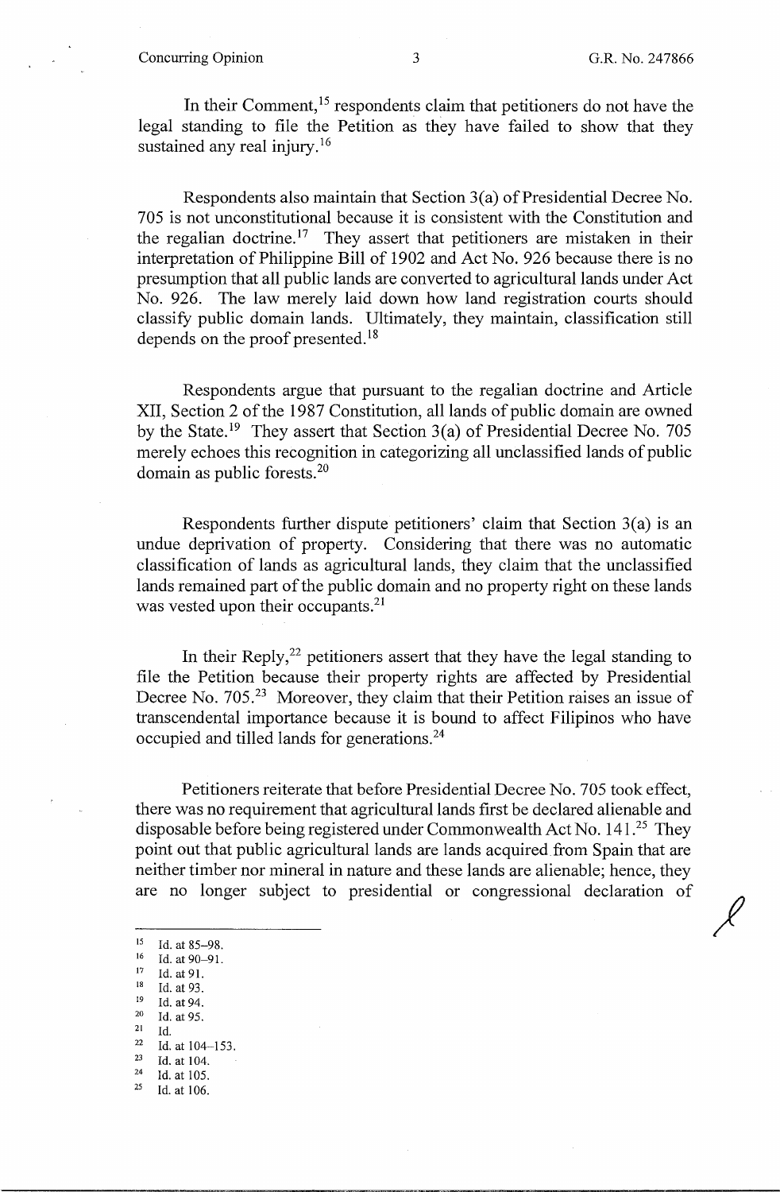In their Comment,[15] respondents claim that petitioners do not have the legal standing to file the Petition as they have failed to show that they sustained any real injury.[16]

Respondents also maintain that Section 3(a) of Presidential Decree No. 705 is not unconstitutional because it is consistent with the Constitution and the regalian doctrine.[17] They assert that petitioners are mistaken in their interpretation of Philippine Bill of 1902 and Act No. 926 because there is no presumption that all public lands are converted to agricultural lands under Act No. 926. The law merely laid down how land registration courts should classify public domain lands. Ultimately, they maintain, classification still depends on the proof presented.[18]

Respondents argue that pursuant to the regalian doctrine and Article XII, Section 2 of the 1987 Constitution, all lands of public domain are owned by the State.[19] They assert that Section 3(a) of Presidential Decree No. 705 merely echoes this recognition in categorizing all unclassified lands of public domain as public forests.[20]

Respondents further dispute petitioners' claim that Section 3(a) is an undue deprivation of property. Considering that there was no automatic classification of lands as agricultural lands, they claim that the unclassified lands remained part of the public domain and no property right on these lands was vested upon their occupants.[21]

In their Reply,[22] petitioners assert that they have the legal standing to file the Petition because their property rights are affected by Presidential Decree No. 705.[23] Moreover, they claim that their Petition raises an issue of transcendental importance because it is bound to affect Filipinos who have occupied and tilled lands for generations.[24]

Petitioners reiterate that before Presidential Decree No. 705 took effect, there was no requirement that agricultural lands first be declared alienable and disposable before being registered under Commonwealth Act No. 141.[25] They point out that public agricultural lands are lands acquired from Spain that are neither timber nor mineral in nature and these lands are alienable; hence, they are no longer subject to presidential or congressional declaration of

---

[15] Id. at 85–98.
[16] Id. at 90–91.
[17] Id. at 91.
[18] Id. at 93.
[19] Id. at 94.
[20] Id. at 95.
[21] Id.
[22] Id. at 104–153.
[23] Id. at 104.
[24] Id. at 105.
[25] Id. at 106.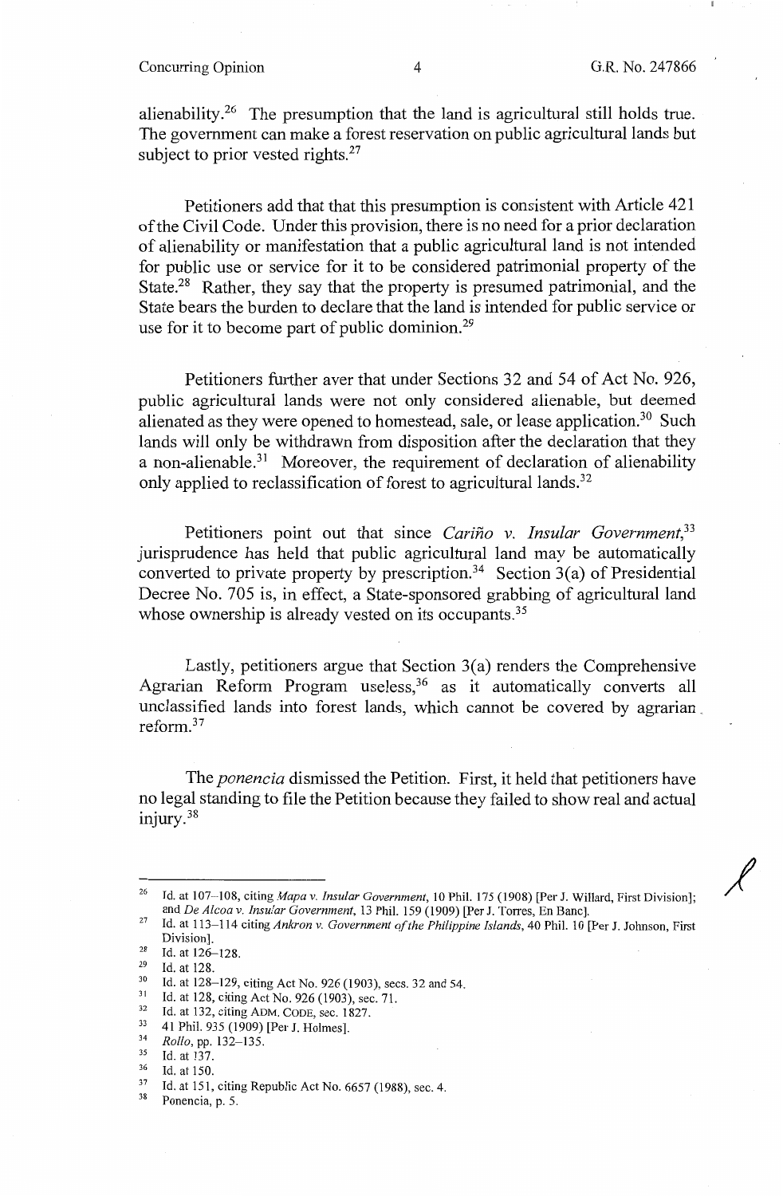alienability.[26] The presumption that the land is agricultural still holds true. The government can make a forest reservation on public agricultural lands but subject to prior vested rights.[27]

Petitioners add that that this presumption is consistent with Article 421 of the Civil Code. Under this provision, there is no need for a prior declaration of alienability or manifestation that a public agricultural land is not intended for public use or service for it to be considered patrimonial property of the State.[28] Rather, they say that the property is presumed patrimonial, and the State bears the burden to declare that the land is intended for public service or use for it to become part of public dominion.[29]

Petitioners further aver that under Sections 32 and 54 of Act No. 926, public agricultural lands were not only considered alienable, but deemed alienated as they were opened to homestead, sale, or lease application.[30] Such lands will only be withdrawn from disposition after the declaration that they a non-alienable.[31] Moreover, the requirement of declaration of alienability only applied to reclassification of forest to agricultural lands.[32]

Petitioners point out that since *Cariño v. Insular Government*,[33] jurisprudence has held that public agricultural land may be automatically converted to private property by prescription.[34] Section 3(a) of Presidential Decree No. 705 is, in effect, a State-sponsored grabbing of agricultural land whose ownership is already vested on its occupants.[35]

Lastly, petitioners argue that Section 3(a) renders the Comprehensive Agrarian Reform Program useless,[36] as it automatically converts all unclassified lands into forest lands, which cannot be covered by agrarian reform.[37]

The *ponencia* dismissed the Petition. First, it held that petitioners have no legal standing to file the Petition because they failed to show real and actual injury.[38]

---

[26] Id. at 107–108, citing *Mapa v. Insular Government*, 10 Phil. 175 (1908) [Per J. Willard, First Division]; and *De Alcoa v. Insular Government*, 13 Phil. 159 (1909) [Per J. Torres, En Banc].

[27] Id. at 113–114 citing *Ankron v. Government of the Philippine Islands*, 40 Phil. 10 [Per J. Johnson, First Division].

[28] Id. at 126–128.

[29] Id. at 128.

[30] Id. at 128–129, citing Act No. 926 (1903), secs. 32 and 54.

[31] Id. at 128, citing Act No. 926 (1903), sec. 71.

[32] Id. at 132, citing ADM. CODE, sec. 1827.

[33] 41 Phil. 935 (1909) [Per J. Holmes].

[34] *Rollo*, pp. 132–135.

[35] Id. at 137.

[36] Id. at 150.

[37] Id. at 151, citing Republic Act No. 6657 (1988), sec. 4.

[38] Ponencia, p. 5.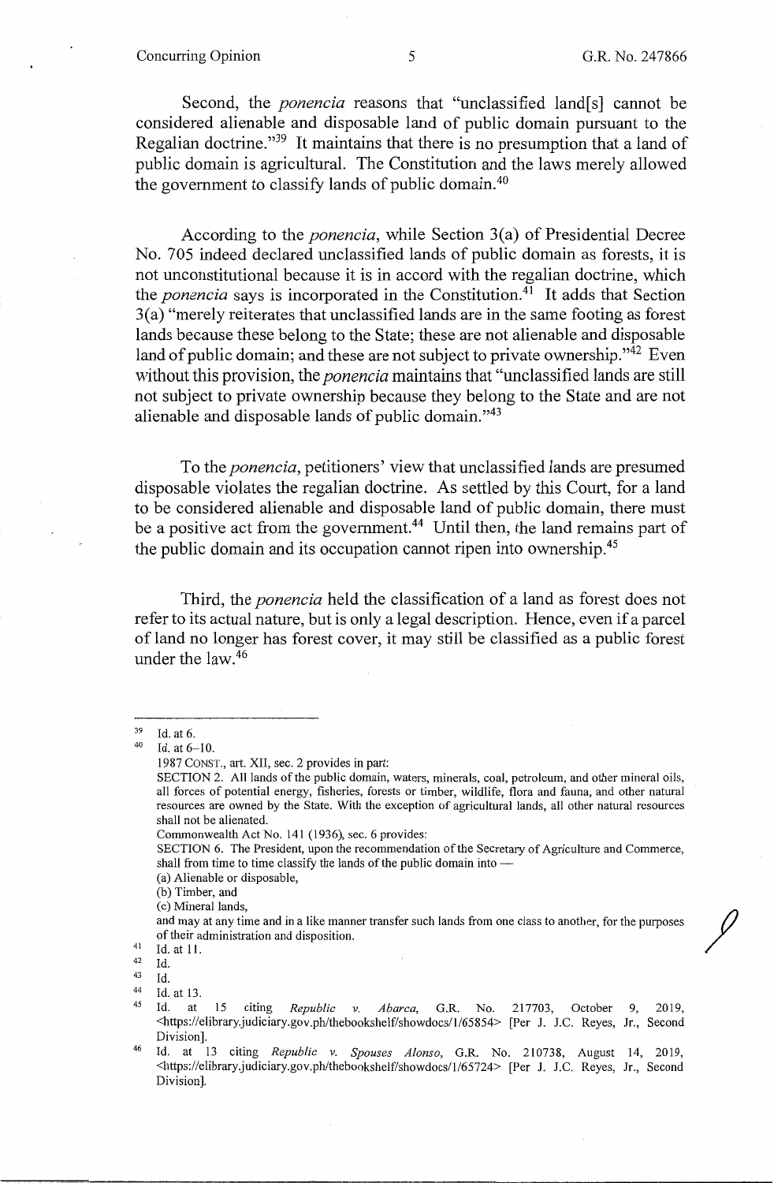Second, the *ponencia* reasons that "unclassified land[s] cannot be considered alienable and disposable land of public domain pursuant to the Regalian doctrine."[39] It maintains that there is no presumption that a land of public domain is agricultural. The Constitution and the laws merely allowed the government to classify lands of public domain.[40]

According to the *ponencia*, while Section 3(a) of Presidential Decree No. 705 indeed declared unclassified lands of public domain as forests, it is not unconstitutional because it is in accord with the regalian doctrine, which the *ponencia* says is incorporated in the Constitution.[41] It adds that Section 3(a) "merely reiterates that unclassified lands are in the same footing as forest lands because these belong to the State; these are not alienable and disposable land of public domain; and these are not subject to private ownership."[42] Even without this provision, the *ponencia* maintains that "unclassified lands are still not subject to private ownership because they belong to the State and are not alienable and disposable lands of public domain."[43]

To the *ponencia*, petitioners' view that unclassified lands are presumed disposable violates the regalian doctrine. As settled by this Court, for a land to be considered alienable and disposable land of public domain, there must be a positive act from the government.[44] Until then, the land remains part of the public domain and its occupation cannot ripen into ownership.[45]

Third, the *ponencia* held the classification of a land as forest does not refer to its actual nature, but is only a legal description. Hence, even if a parcel of land no longer has forest cover, it may still be classified as a public forest under the law.[46]

---

[39] Id. at 6.

[40] Id. at 6–10.

1987 CONST., art. XII, sec. 2 provides in part:

SECTION 2. All lands of the public domain, waters, minerals, coal, petroleum, and other mineral oils, all forces of potential energy, fisheries, forests or timber, wildlife, flora and fauna, and other natural resources are owned by the State. With the exception of agricultural lands, all other natural resources shall not be alienated.

Commonwealth Act No. 141 (1936), sec. 6 provides:

SECTION 6. The President, upon the recommendation of the Secretary of Agriculture and Commerce, shall from time to time classify the lands of the public domain into —

(a) Alienable or disposable,

(b) Timber, and

(c) Mineral lands,

and may at any time and in a like manner transfer such lands from one class to another, for the purposes of their administration and disposition.

[41] Id. at 11.

[42] Id.

[43] Id.

[44] Id. at 13.

[45] Id. at 15 citing *Republic v. Abarca*, G.R. No. 217703, October 9, 2019, <https://elibrary.judiciary.gov.ph/thebookshelf/showdocs/1/65854> [Per J. J.C. Reyes, Jr., Second Division].

[46] Id. at 13 citing *Republic v. Spouses Alonso*, G.R. No. 210738, August 14, 2019, <https://elibrary.judiciary.gov.ph/thebookshelf/showdocs/1/65724> [Per J. J.C. Reyes, Jr., Second Division].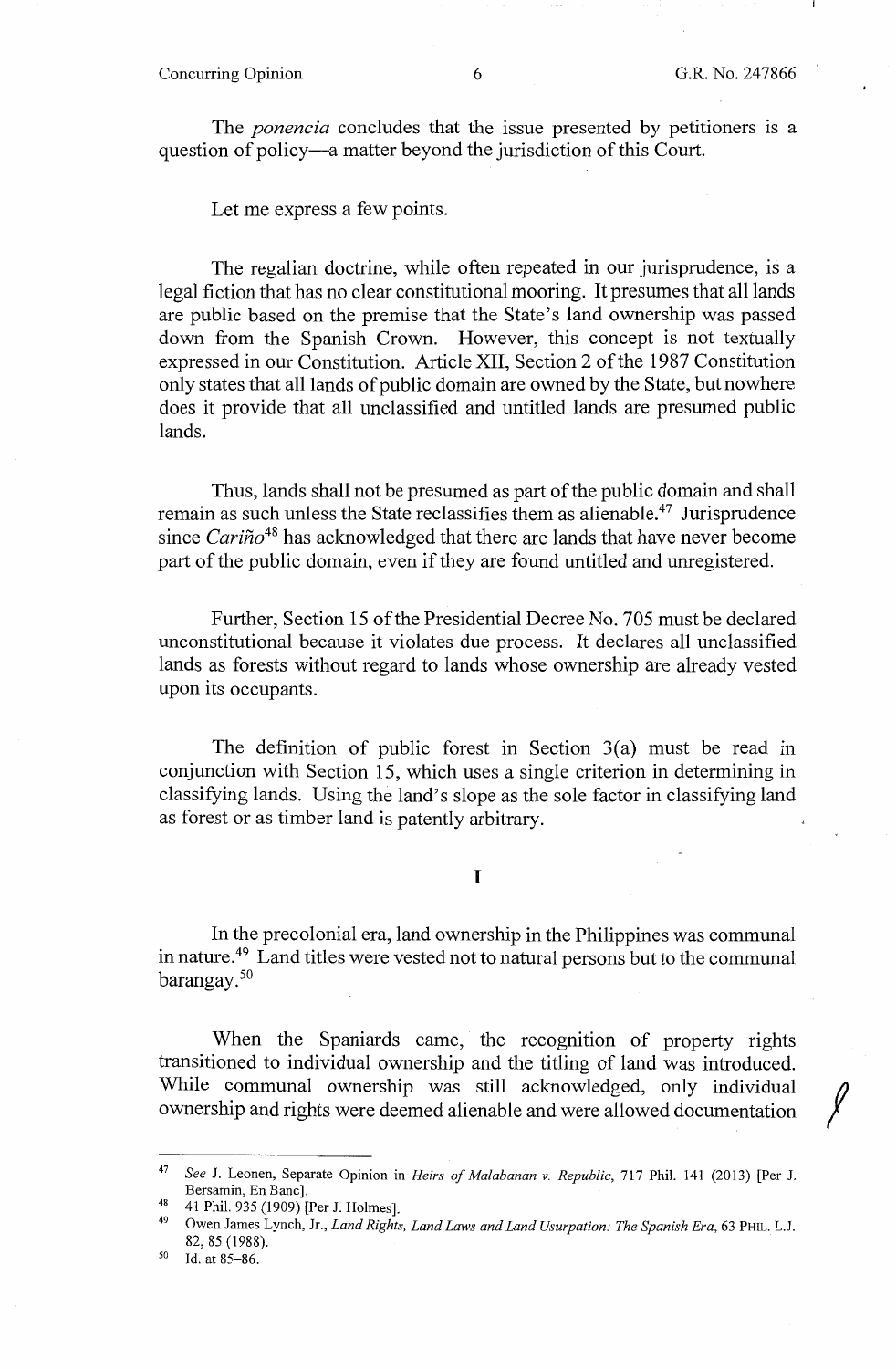The *ponencia* concludes that the issue presented by petitioners is a question of policy—a matter beyond the jurisdiction of this Court.

Let me express a few points.

The regalian doctrine, while often repeated in our jurisprudence, is a legal fiction that has no clear constitutional mooring. It presumes that all lands are public based on the premise that the State's land ownership was passed down from the Spanish Crown. However, this concept is not textually expressed in our Constitution. Article XII, Section 2 of the 1987 Constitution only states that all lands of public domain are owned by the State, but nowhere does it provide that all unclassified and untitled lands are presumed public lands.

Thus, lands shall not be presumed as part of the public domain and shall remain as such unless the State reclassifies them as alienable.[47] Jurisprudence since *Cariño*[48] has acknowledged that there are lands that have never become part of the public domain, even if they are found untitled and unregistered.

Further, Section 15 of the Presidential Decree No. 705 must be declared unconstitutional because it violates due process. It declares all unclassified lands as forests without regard to lands whose ownership are already vested upon its occupants.

The definition of public forest in Section 3(a) must be read in conjunction with Section 15, which uses a single criterion in determining in classifying lands. Using the land's slope as the sole factor in classifying land as forest or as timber land is patently arbitrary.

## I

In the precolonial era, land ownership in the Philippines was communal in nature.[49] Land titles were vested not to natural persons but to the communal barangay.[50]

When the Spaniards came, the recognition of property rights transitioned to individual ownership and the titling of land was introduced. While communal ownership was still acknowledged, only individual ownership and rights were deemed alienable and were allowed documentation

---

[47] *See* J. Leonen, Separate Opinion in *Heirs of Malabanan v. Republic*, 717 Phil. 141 (2013) [Per J. Bersamin, En Banc].

[48] 41 Phil. 935 (1909) [Per J. Holmes].

[49] Owen James Lynch, Jr., *Land Rights, Land Laws and Land Usurpation: The Spanish Era*, 63 PHIL. L.J. 82, 85 (1988).

[50] Id. at 85–86.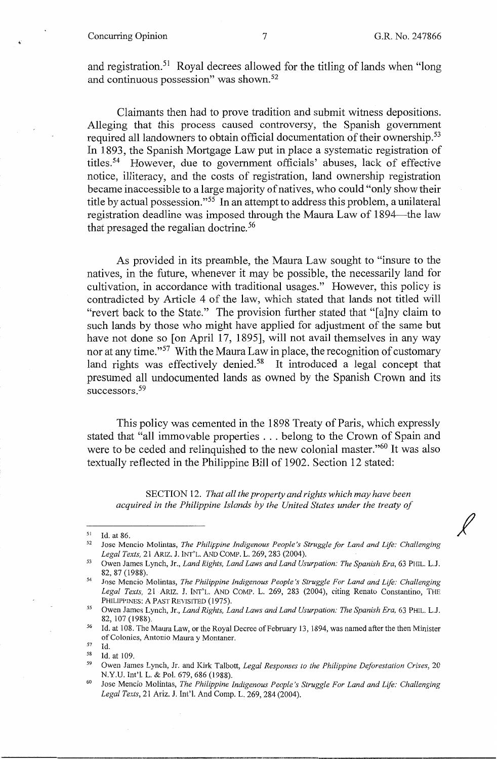and registration.[51] Royal decrees allowed for the titling of lands when "long and continuous possession" was shown.[52]

Claimants then had to prove tradition and submit witness depositions. Alleging that this process caused controversy, the Spanish government required all landowners to obtain official documentation of their ownership.[53] In 1893, the Spanish Mortgage Law put in place a systematic registration of titles.[54] However, due to government officials' abuses, lack of effective notice, illiteracy, and the costs of registration, land ownership registration became inaccessible to a large majority of natives, who could "only show their title by actual possession."[55] In an attempt to address this problem, a unilateral registration deadline was imposed through the Maura Law of 1894—the law that presaged the regalian doctrine.[56]

As provided in its preamble, the Maura Law sought to "insure to the natives, in the future, whenever it may be possible, the necessarily land for cultivation, in accordance with traditional usages." However, this policy is contradicted by Article 4 of the law, which stated that lands not titled will "revert back to the State." The provision further stated that "[a]ny claim to such lands by those who might have applied for adjustment of the same but have not done so [on April 17, 1895], will not avail themselves in any way nor at any time."[57] With the Maura Law in place, the recognition of customary land rights was effectively denied.[58] It introduced a legal concept that presumed all undocumented lands as owned by the Spanish Crown and its successors.[59]

This policy was cemented in the 1898 Treaty of Paris, which expressly stated that "all immovable properties . . . belong to the Crown of Spain and were to be ceded and relinquished to the new colonial master."[60] It was also textually reflected in the Philippine Bill of 1902. Section 12 stated:

> SECTION 12. *That all the property and rights which may have been acquired in the Philippine Islands by the United States under the treaty of*

---

[51] Id. at 86.

[52] Jose Mencio Molintas, *The Philippine Indigenous People's Struggle for Land and Life: Challenging Legal Texts*, 21 ARIZ. J. INT'L. AND COMP. L. 269, 283 (2004).

[53] Owen James Lynch, Jr., *Land Rights, Land Laws and Land Usurpation: The Spanish Era*, 63 PHIL. L.J. 82, 87 (1988).

[54] Jose Mencio Molintas, *The Philippine Indigenous People's Struggle For Land and Life: Challenging Legal Texts*, 21 ARIZ. J. INT'L. AND COMP. L. 269, 283 (2004), citing Renato Constantino, THE PHILIPPINES: A PAST REVISITED (1975).

[55] Owen James Lynch, Jr., *Land Rights, Land Laws and Land Usurpation: The Spanish Era*, 63 PHIL. L.J. 82, 107 (1988).

[56] Id. at 108. The Maura Law, or the Royal Decree of February 13, 1894, was named after the then Minister of Colonies, Antonio Maura y Montaner.

[57] Id.

[58] Id. at 109.

[59] Owen James Lynch, Jr. and Kirk Talbott, *Legal Responses to the Philippine Deforestation Crises*, 20 N.Y.U. Int'l. L. & Pol. 679, 686 (1988).

[60] Jose Mencio Molintas, *The Philippine Indigenous People's Struggle For Land and Life: Challenging Legal Texts*, 21 Ariz. J. Int'l. And Comp. L. 269, 284 (2004).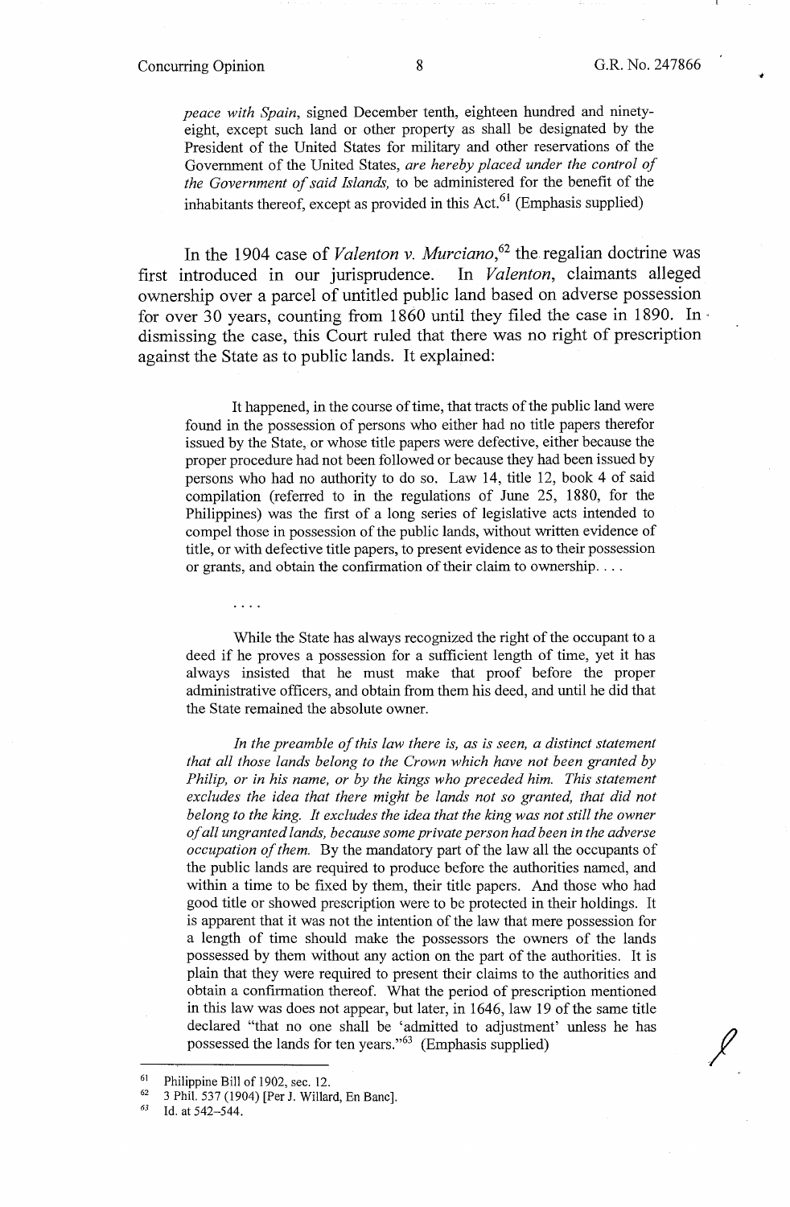> *peace with Spain*, signed December tenth, eighteen hundred and ninety-eight, except such land or other property as shall be designated by the President of the United States for military and other reservations of the Government of the United States, *are hereby placed under the control of the Government of said Islands,* to be administered for the benefit of the inhabitants thereof, except as provided in this Act.[61] (Emphasis supplied)

In the 1904 case of *Valenton v. Murciano*,[62] the regalian doctrine was first introduced in our jurisprudence. In *Valenton*, claimants alleged ownership over a parcel of untitled public land based on adverse possession for over 30 years, counting from 1860 until they filed the case in 1890. In dismissing the case, this Court ruled that there was no right of prescription against the State as to public lands. It explained:

> It happened, in the course of time, that tracts of the public land were found in the possession of persons who either had no title papers therefor issued by the State, or whose title papers were defective, either because the proper procedure had not been followed or because they had been issued by persons who had no authority to do so. Law 14, title 12, book 4 of said compilation (referred to in the regulations of June 25, 1880, for the Philippines) was the first of a long series of legislative acts intended to compel those in possession of the public lands, without written evidence of title, or with defective title papers, to present evidence as to their possession or grants, and obtain the confirmation of their claim to ownership. . . .
>
> . . . .
>
> While the State has always recognized the right of the occupant to a deed if he proves a possession for a sufficient length of time, yet it has always insisted that he must make that proof before the proper administrative officers, and obtain from them his deed, and until he did that the State remained the absolute owner.
>
> *In the preamble of this law there is, as is seen, a distinct statement that all those lands belong to the Crown which have not been granted by Philip, or in his name, or by the kings who preceded him. This statement excludes the idea that there might be lands not so granted, that did not belong to the king. It excludes the idea that the king was not still the owner of all ungranted lands, because some private person had been in the adverse occupation of them.* By the mandatory part of the law all the occupants of the public lands are required to produce before the authorities named, and within a time to be fixed by them, their title papers. And those who had good title or showed prescription were to be protected in their holdings. It is apparent that it was not the intention of the law that mere possession for a length of time should make the possessors the owners of the lands possessed by them without any action on the part of the authorities. It is plain that they were required to present their claims to the authorities and obtain a confirmation thereof. What the period of prescription mentioned in this law was does not appear, but later, in 1646, law 19 of the same title declared "that no one shall be 'admitted to adjustment' unless he has possessed the lands for ten years."[63] (Emphasis supplied)

---

[61] Philippine Bill of 1902, sec. 12.

[62] 3 Phil. 537 (1904) [Per J. Willard, En Banc].

[63] Id. at 542–544.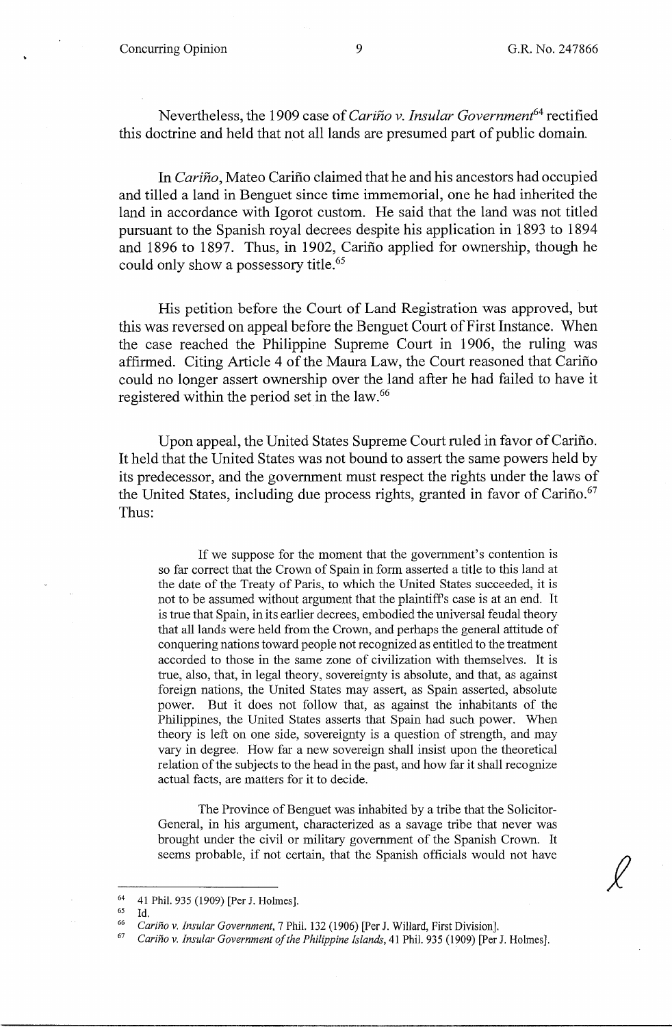Nevertheless, the 1909 case of *Cariño v. Insular Government*[64] rectified this doctrine and held that not all lands are presumed part of public domain.

In *Cariño*, Mateo Cariño claimed that he and his ancestors had occupied and tilled a land in Benguet since time immemorial, one he had inherited the land in accordance with Igorot custom. He said that the land was not titled pursuant to the Spanish royal decrees despite his application in 1893 to 1894 and 1896 to 1897. Thus, in 1902, Cariño applied for ownership, though he could only show a possessory title.[65]

His petition before the Court of Land Registration was approved, but this was reversed on appeal before the Benguet Court of First Instance. When the case reached the Philippine Supreme Court in 1906, the ruling was affirmed. Citing Article 4 of the Maura Law, the Court reasoned that Cariño could no longer assert ownership over the land after he had failed to have it registered within the period set in the law.[66]

Upon appeal, the United States Supreme Court ruled in favor of Cariño. It held that the United States was not bound to assert the same powers held by its predecessor, and the government must respect the rights under the laws of the United States, including due process rights, granted in favor of Cariño.[67] Thus:

> If we suppose for the moment that the government's contention is so far correct that the Crown of Spain in form asserted a title to this land at the date of the Treaty of Paris, to which the United States succeeded, it is not to be assumed without argument that the plaintiff's case is at an end. It is true that Spain, in its earlier decrees, embodied the universal feudal theory that all lands were held from the Crown, and perhaps the general attitude of conquering nations toward people not recognized as entitled to the treatment accorded to those in the same zone of civilization with themselves. It is true, also, that, in legal theory, sovereignty is absolute, and that, as against foreign nations, the United States may assert, as Spain asserted, absolute power. But it does not follow that, as against the inhabitants of the Philippines, the United States asserts that Spain had such power. When theory is left on one side, sovereignty is a question of strength, and may vary in degree. How far a new sovereign shall insist upon the theoretical relation of the subjects to the head in the past, and how far it shall recognize actual facts, are matters for it to decide.
>
> The Province of Benguet was inhabited by a tribe that the Solicitor-General, in his argument, characterized as a savage tribe that never was brought under the civil or military government of the Spanish Crown. It seems probable, if not certain, that the Spanish officials would not have

---

[64] 41 Phil. 935 (1909) [Per J. Holmes].

[65] Id.

[66] *Cariño v. Insular Government*, 7 Phil. 132 (1906) [Per J. Willard, First Division].

[67] *Cariño v. Insular Government of the Philippine Islands*, 41 Phil. 935 (1909) [Per J. Holmes].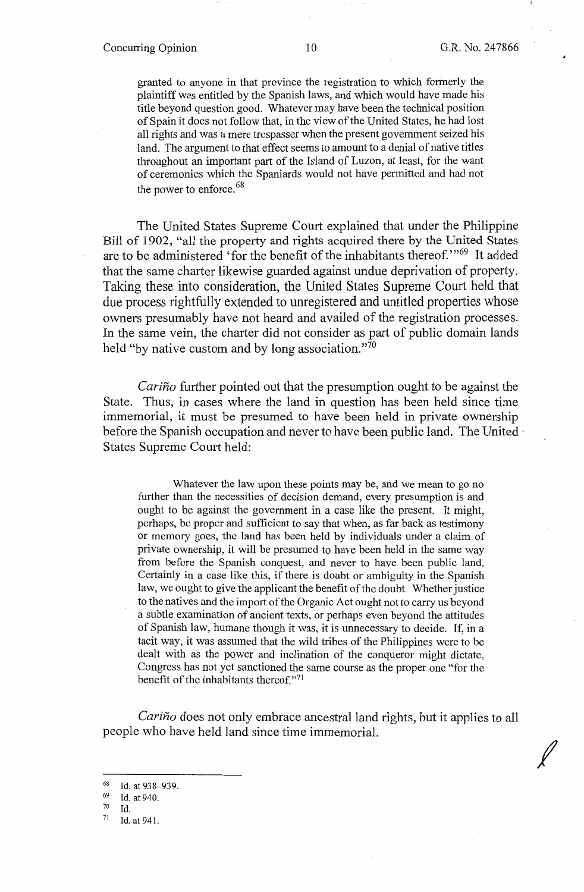granted to anyone in that province the registration to which formerly the plaintiff was entitled by the Spanish laws, and which would have made his title beyond question good. Whatever may have been the technical position of Spain it does not follow that, in the view of the United States, he had lost all rights and was a mere trespasser when the present government seized his land. The argument to that effect seems to amount to a denial of native titles throughout an important part of the Island of Luzon, at least, for the want of ceremonies which the Spaniards would not have permitted and had not the power to enforce.[68]

The United States Supreme Court explained that under the Philippine Bill of 1902, "all the property and rights acquired there by the United States are to be administered 'for the benefit of the inhabitants thereof.'"[69] It added that the same charter likewise guarded against undue deprivation of property. Taking these into consideration, the United States Supreme Court held that due process rightfully extended to unregistered and untitled properties whose owners presumably have not heard and availed of the registration processes. In the same vein, the charter did not consider as part of public domain lands held "by native custom and by long association."[70]

*Cariño* further pointed out that the presumption ought to be against the State. Thus, in cases where the land in question has been held since time immemorial, it must be presumed to have been held in private ownership before the Spanish occupation and never to have been public land. The United States Supreme Court held:

> Whatever the law upon these points may be, and we mean to go no further than the necessities of decision demand, every presumption is and ought to be against the government in a case like the present. It might, perhaps, be proper and sufficient to say that when, as far back as testimony or memory goes, the land has been held by individuals under a claim of private ownership, it will be presumed to have been held in the same way from before the Spanish conquest, and never to have been public land. Certainly in a case like this, if there is doubt or ambiguity in the Spanish law, we ought to give the applicant the benefit of the doubt. Whether justice to the natives and the import of the Organic Act ought not to carry us beyond a subtle examination of ancient texts, or perhaps even beyond the attitudes of Spanish law, humane though it was, it is unnecessary to decide. If, in a tacit way, it was assumed that the wild tribes of the Philippines were to be dealt with as the power and inclination of the conqueror might dictate, Congress has not yet sanctioned the same course as the proper one "for the benefit of the inhabitants thereof."[71]

*Cariño* does not only embrace ancestral land rights, but it applies to all people who have held land since time immemorial.

---

[68] Id. at 938–939.

[69] Id. at 940.

[70] Id.

[71] Id. at 941.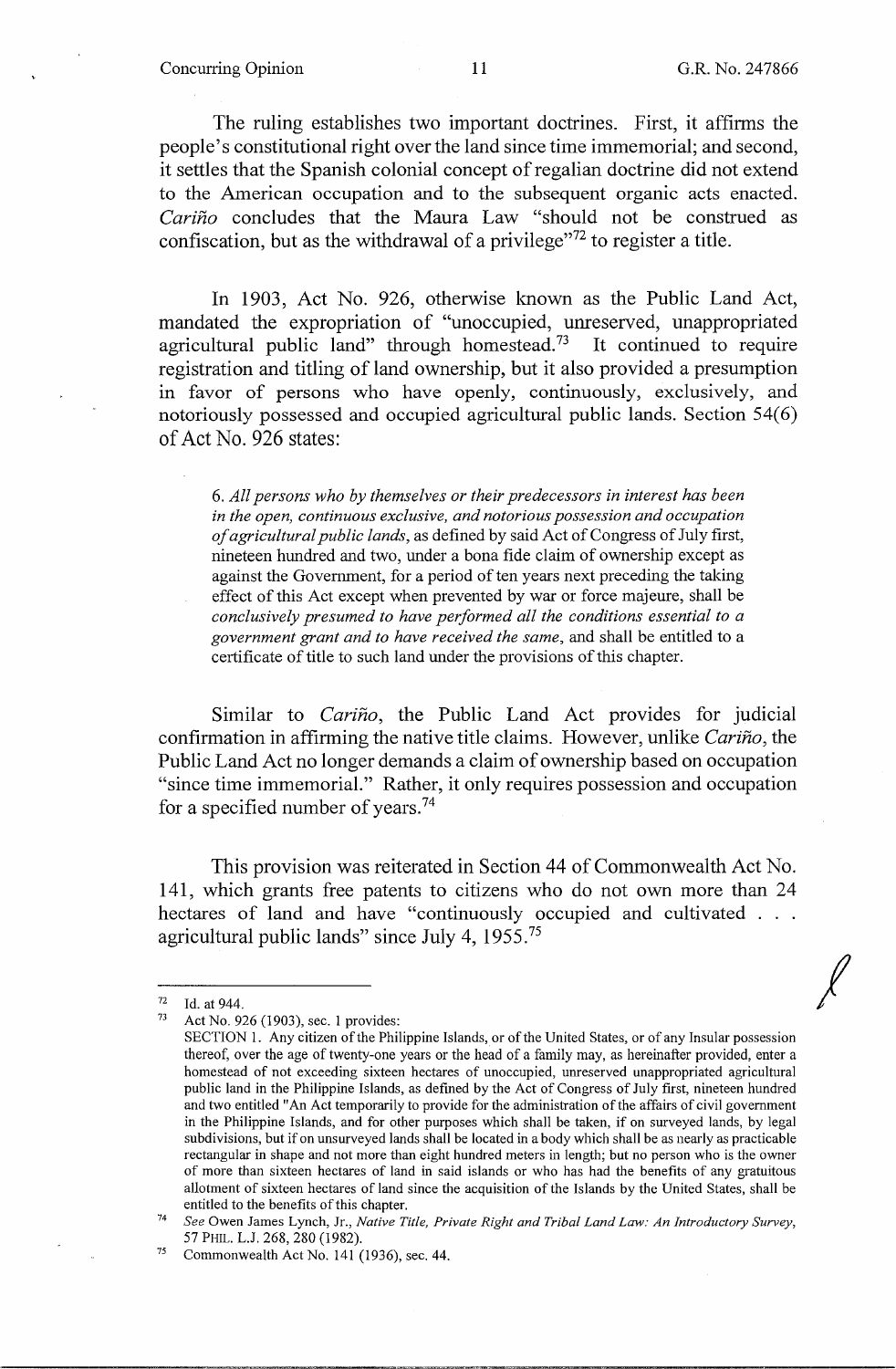The ruling establishes two important doctrines. First, it affirms the people's constitutional right over the land since time immemorial; and second, it settles that the Spanish colonial concept of regalian doctrine did not extend to the American occupation and to the subsequent organic acts enacted. *Cariño* concludes that the Maura Law "should not be construed as confiscation, but as the withdrawal of a privilege"[72] to register a title.

In 1903, Act No. 926, otherwise known as the Public Land Act, mandated the expropriation of "unoccupied, unreserved, unappropriated agricultural public land" through homestead.[73] It continued to require registration and titling of land ownership, but it also provided a presumption in favor of persons who have openly, continuously, exclusively, and notoriously possessed and occupied agricultural public lands. Section 54(6) of Act No. 926 states:

> 6. *All persons who by themselves or their predecessors in interest has been in the open, continuous exclusive, and notorious possession and occupation of agricultural public lands*, as defined by said Act of Congress of July first, nineteen hundred and two, under a bona fide claim of ownership except as against the Government, for a period of ten years next preceding the taking effect of this Act except when prevented by war or force majeure, shall be *conclusively presumed to have performed all the conditions essential to a government grant and to have received the same*, and shall be entitled to a certificate of title to such land under the provisions of this chapter.

Similar to *Cariño*, the Public Land Act provides for judicial confirmation in affirming the native title claims. However, unlike *Cariño*, the Public Land Act no longer demands a claim of ownership based on occupation "since time immemorial." Rather, it only requires possession and occupation for a specified number of years.[74]

This provision was reiterated in Section 44 of Commonwealth Act No. 141, which grants free patents to citizens who do not own more than 24 hectares of land and have "continuously occupied and cultivated . . . agricultural public lands" since July 4, 1955.[75]

---

[72] Id. at 944.

[73] Act No. 926 (1903), sec. 1 provides:
SECTION 1. Any citizen of the Philippine Islands, or of the United States, or of any Insular possession thereof, over the age of twenty-one years or the head of a family may, as hereinafter provided, enter a homestead of not exceeding sixteen hectares of unoccupied, unreserved unappropriated agricultural public land in the Philippine Islands, as defined by the Act of Congress of July first, nineteen hundred and two entitled "An Act temporarily to provide for the administration of the affairs of civil government in the Philippine Islands, and for other purposes which shall be taken, if on surveyed lands, by legal subdivisions, but if on unsurveyed lands shall be located in a body which shall be as nearly as practicable rectangular in shape and not more than eight hundred meters in length; but no person who is the owner of more than sixteen hectares of land in said islands or who has had the benefits of any gratuitous allotment of sixteen hectares of land since the acquisition of the Islands by the United States, shall be entitled to the benefits of this chapter.

[74] *See* Owen James Lynch, Jr., *Native Title, Private Right and Tribal Land Law: An Introductory Survey*, 57 PHIL. L.J. 268, 280 (1982).

[75] Commonwealth Act No. 141 (1936), sec. 44.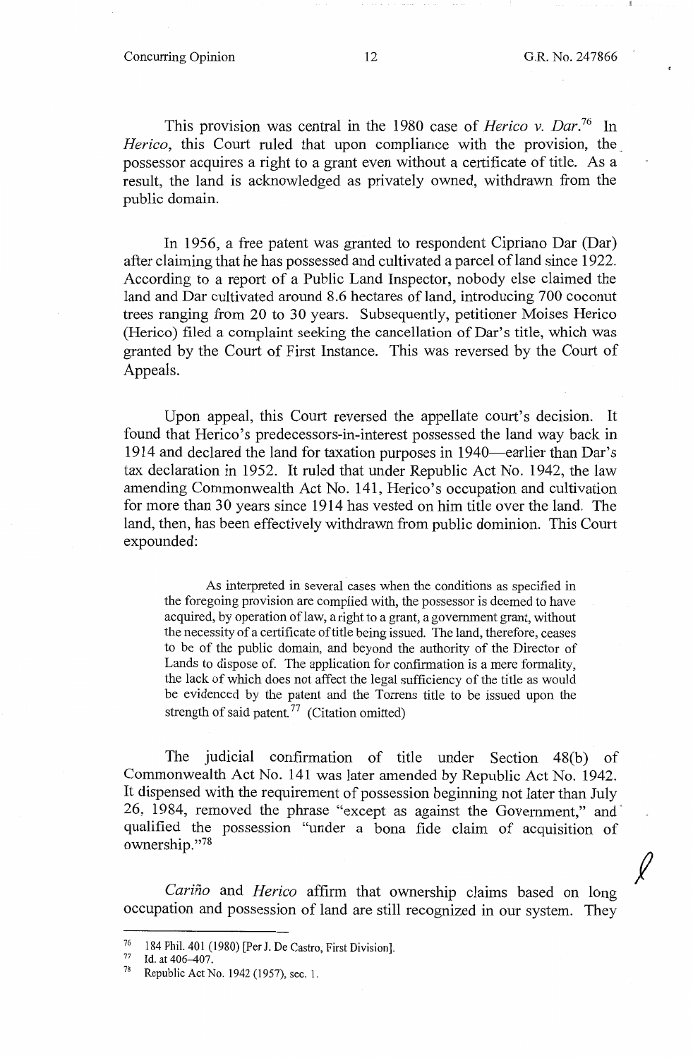This provision was central in the 1980 case of *Herico v. Dar*.[76] In *Herico*, this Court ruled that upon compliance with the provision, the possessor acquires a right to a grant even without a certificate of title. As a result, the land is acknowledged as privately owned, withdrawn from the public domain.

In 1956, a free patent was granted to respondent Cipriano Dar (Dar) after claiming that he has possessed and cultivated a parcel of land since 1922. According to a report of a Public Land Inspector, nobody else claimed the land and Dar cultivated around 8.6 hectares of land, introducing 700 coconut trees ranging from 20 to 30 years. Subsequently, petitioner Moises Herico (Herico) filed a complaint seeking the cancellation of Dar's title, which was granted by the Court of First Instance. This was reversed by the Court of Appeals.

Upon appeal, this Court reversed the appellate court's decision. It found that Herico's predecessors-in-interest possessed the land way back in 1914 and declared the land for taxation purposes in 1940—earlier than Dar's tax declaration in 1952. It ruled that under Republic Act No. 1942, the law amending Commonwealth Act No. 141, Herico's occupation and cultivation for more than 30 years since 1914 has vested on him title over the land. The land, then, has been effectively withdrawn from public dominion. This Court expounded:

> As interpreted in several cases when the conditions as specified in the foregoing provision are complied with, the possessor is deemed to have acquired, by operation of law, a right to a grant, a government grant, without the necessity of a certificate of title being issued. The land, therefore, ceases to be of the public domain, and beyond the authority of the Director of Lands to dispose of. The application for confirmation is a mere formality, the lack of which does not affect the legal sufficiency of the title as would be evidenced by the patent and the Torrens title to be issued upon the strength of said patent.[77] (Citation omitted)

The judicial confirmation of title under Section 48(b) of Commonwealth Act No. 141 was later amended by Republic Act No. 1942. It dispensed with the requirement of possession beginning not later than July 26, 1984, removed the phrase "except as against the Government," and qualified the possession "under a bona fide claim of acquisition of ownership."[78]

*Cariño* and *Herico* affirm that ownership claims based on long occupation and possession of land are still recognized in our system. They

---

[76] 184 Phil. 401 (1980) [Per J. De Castro, First Division].

[77] Id. at 406–407.

[78] Republic Act No. 1942 (1957), sec. 1.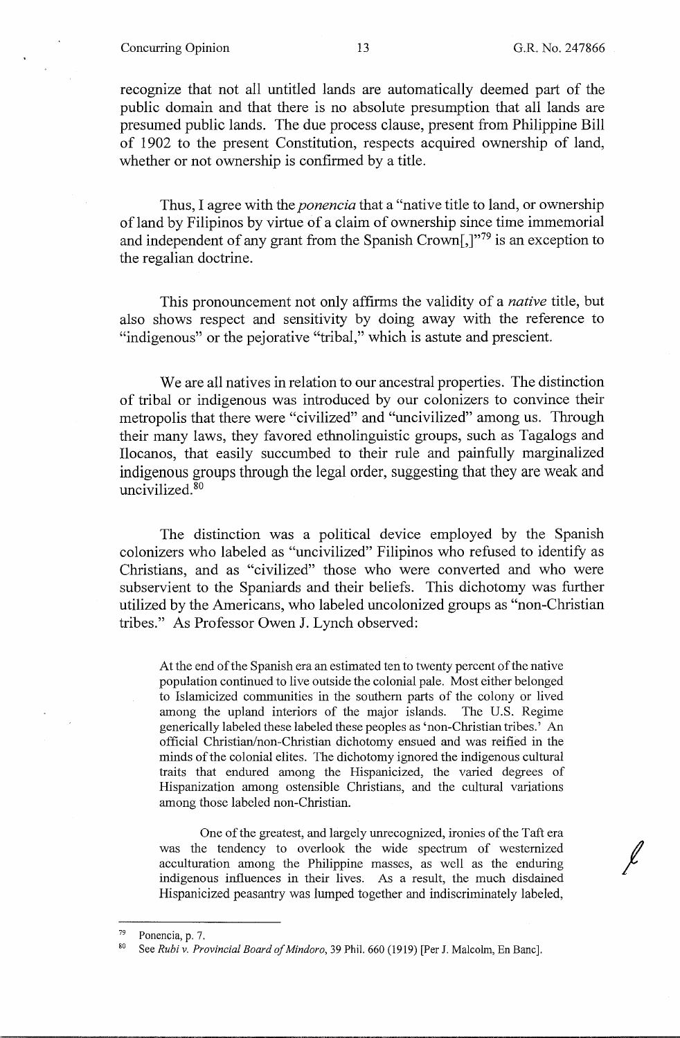recognize that not all untitled lands are automatically deemed part of the public domain and that there is no absolute presumption that all lands are presumed public lands. The due process clause, present from Philippine Bill of 1902 to the present Constitution, respects acquired ownership of land, whether or not ownership is confirmed by a title.

Thus, I agree with the *ponencia* that a "native title to land, or ownership of land by Filipinos by virtue of a claim of ownership since time immemorial and independent of any grant from the Spanish Crown[,]"[79] is an exception to the regalian doctrine.

This pronouncement not only affirms the validity of a *native* title, but also shows respect and sensitivity by doing away with the reference to "indigenous" or the pejorative "tribal," which is astute and prescient.

We are all natives in relation to our ancestral properties. The distinction of tribal or indigenous was introduced by our colonizers to convince their metropolis that there were "civilized" and "uncivilized" among us. Through their many laws, they favored ethnolinguistic groups, such as Tagalogs and Ilocanos, that easily succumbed to their rule and painfully marginalized indigenous groups through the legal order, suggesting that they are weak and uncivilized.[80]

The distinction was a political device employed by the Spanish colonizers who labeled as "uncivilized" Filipinos who refused to identify as Christians, and as "civilized" those who were converted and who were subservient to the Spaniards and their beliefs. This dichotomy was further utilized by the Americans, who labeled uncolonized groups as "non-Christian tribes." As Professor Owen J. Lynch observed:

> At the end of the Spanish era an estimated ten to twenty percent of the native population continued to live outside the colonial pale. Most either belonged to Islamicized communities in the southern parts of the colony or lived among the upland interiors of the major islands. The U.S. Regime generically labeled these labeled these peoples as 'non-Christian tribes.' An official Christian/non-Christian dichotomy ensued and was reified in the minds of the colonial elites. The dichotomy ignored the indigenous cultural traits that endured among the Hispanicized, the varied degrees of Hispanization among ostensible Christians, and the cultural variations among those labeled non-Christian.
>
> One of the greatest, and largely unrecognized, ironies of the Taft era was the tendency to overlook the wide spectrum of westernized acculturation among the Philippine masses, as well as the enduring indigenous influences in their lives. As a result, the much disdained Hispanicized peasantry was lumped together and indiscriminately labeled,

---

[79] Ponencia, p. 7.

[80] See *Rubi v. Provincial Board of Mindoro*, 39 Phil. 660 (1919) [Per J. Malcolm, En Banc].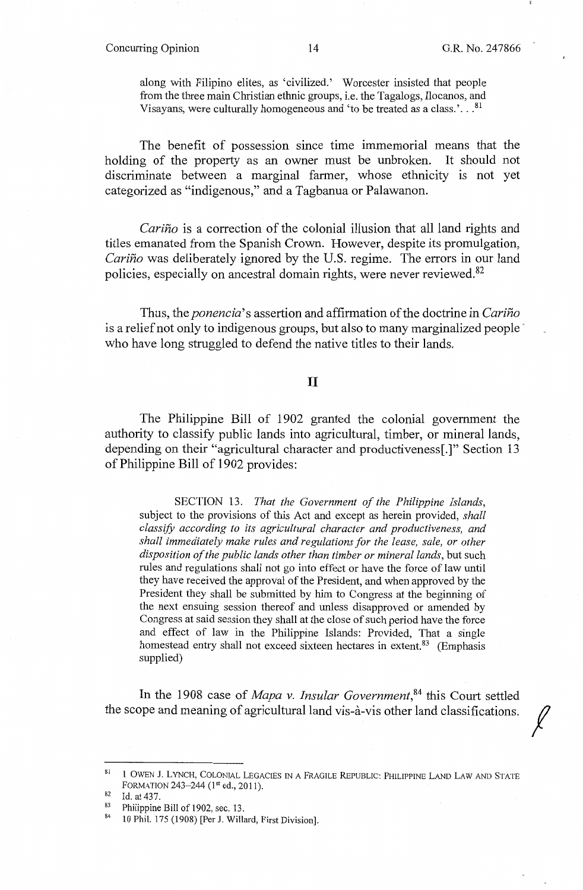along with Filipino elites, as 'civilized.' Worcester insisted that people from the three main Christian ethnic groups, i.e. the Tagalogs, Ilocanos, and Visayans, were culturally homogeneous and 'to be treated as a class.'. . .[81]

The benefit of possession since time immemorial means that the holding of the property as an owner must be unbroken. It should not discriminate between a marginal farmer, whose ethnicity is not yet categorized as "indigenous," and a Tagbanua or Palawanon.

*Cariño* is a correction of the colonial illusion that all land rights and titles emanated from the Spanish Crown. However, despite its promulgation, *Cariño* was deliberately ignored by the U.S. regime. The errors in our land policies, especially on ancestral domain rights, were never reviewed.[82]

Thus, the *ponencia*'s assertion and affirmation of the doctrine in *Cariño* is a relief not only to indigenous groups, but also to many marginalized people who have long struggled to defend the native titles to their lands.

## II

The Philippine Bill of 1902 granted the colonial government the authority to classify public lands into agricultural, timber, or mineral lands, depending on their "agricultural character and productiveness[.]" Section 13 of Philippine Bill of 1902 provides:

> SECTION 13. *That the Government of the Philippine Islands,* subject to the provisions of this Act and except as herein provided, *shall classify according to its agricultural character and productiveness, and shall immediately make rules and regulations for the lease, sale, or other disposition of the public lands other than timber or mineral lands,* but such rules and regulations shall not go into effect or have the force of law until they have received the approval of the President, and when approved by the President they shall be submitted by him to Congress at the beginning of the next ensuing session thereof and unless disapproved or amended by Congress at said session they shall at the close of such period have the force and effect of law in the Philippine Islands: Provided, That a single homestead entry shall not exceed sixteen hectares in extent.[83] (Emphasis supplied)

In the 1908 case of *Mapa v. Insular Government*,[84] this Court settled the scope and meaning of agricultural land vis-à-vis other land classifications.

---

[81] 1 OWEN J. LYNCH, COLONIAL LEGACIES IN A FRAGILE REPUBLIC: PHILIPPINE LAND LAW AND STATE FORMATION 243–244 (1st ed., 2011).

[82] Id. at 437.

[83] Philippine Bill of 1902, sec. 13.

[84] 10 Phil. 175 (1908) [Per J. Willard, First Division].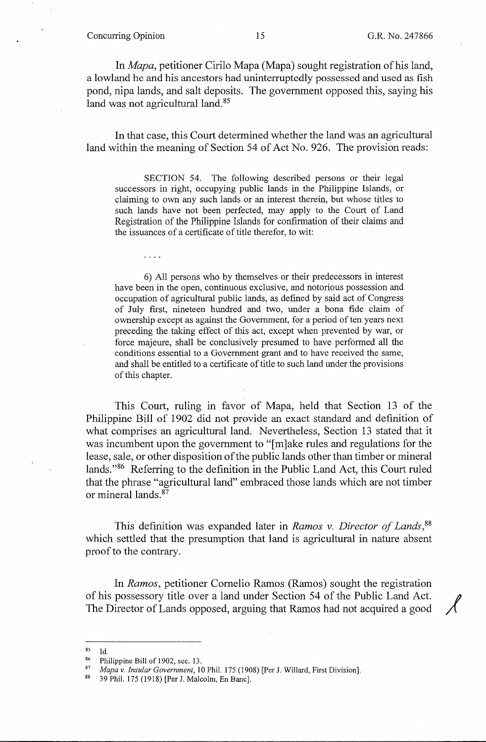In *Mapa*, petitioner Cirilo Mapa (Mapa) sought registration of his land, a lowland he and his ancestors had uninterruptedly possessed and used as fish pond, nipa lands, and salt deposits. The government opposed this, saying his land was not agricultural land.[85]

In that case, this Court determined whether the land was an agricultural land within the meaning of Section 54 of Act No. 926. The provision reads:

> SECTION 54. The following described persons or their legal successors in right, occupying public lands in the Philippine Islands, or claiming to own any such lands or an interest therein, but whose titles to such lands have not been perfected, may apply to the Court of Land Registration of the Philippine Islands for confirmation of their claims and the issuances of a certificate of title therefor, to wit:
>
> . . . .
>
> 6) All persons who by themselves or their predecessors in interest have been in the open, continuous exclusive, and notorious possession and occupation of agricultural public lands, as defined by said act of Congress of July first, nineteen hundred and two, under a bona fide claim of ownership except as against the Government, for a period of ten years next preceding the taking effect of this act, except when prevented by war, or force majeure, shall be conclusively presumed to have performed all the conditions essential to a Government grant and to have received the same, and shall be entitled to a certificate of title to such land under the provisions of this chapter.

This Court, ruling in favor of Mapa, held that Section 13 of the Philippine Bill of 1902 did not provide an exact standard and definition of what comprises an agricultural land. Nevertheless, Section 13 stated that it was incumbent upon the government to "[m]ake rules and regulations for the lease, sale, or other disposition of the public lands other than timber or mineral lands."[86] Referring to the definition in the Public Land Act, this Court ruled that the phrase "agricultural land" embraced those lands which are not timber or mineral lands.[87]

This definition was expanded later in *Ramos v. Director of Lands*,[88] which settled that the presumption that land is agricultural in nature absent proof to the contrary.

In *Ramos*, petitioner Cornelio Ramos (Ramos) sought the registration of his possessory title over a land under Section 54 of the Public Land Act. The Director of Lands opposed, arguing that Ramos had not acquired a good

---

[85] Id.

[86] Philippine Bill of 1902, sec. 13.

[87] *Mapa v. Insular Government*, 10 Phil. 175 (1908) [Per J. Willard, First Division].

[88] 39 Phil. 175 (1918) [Per J. Malcolm, En Banc].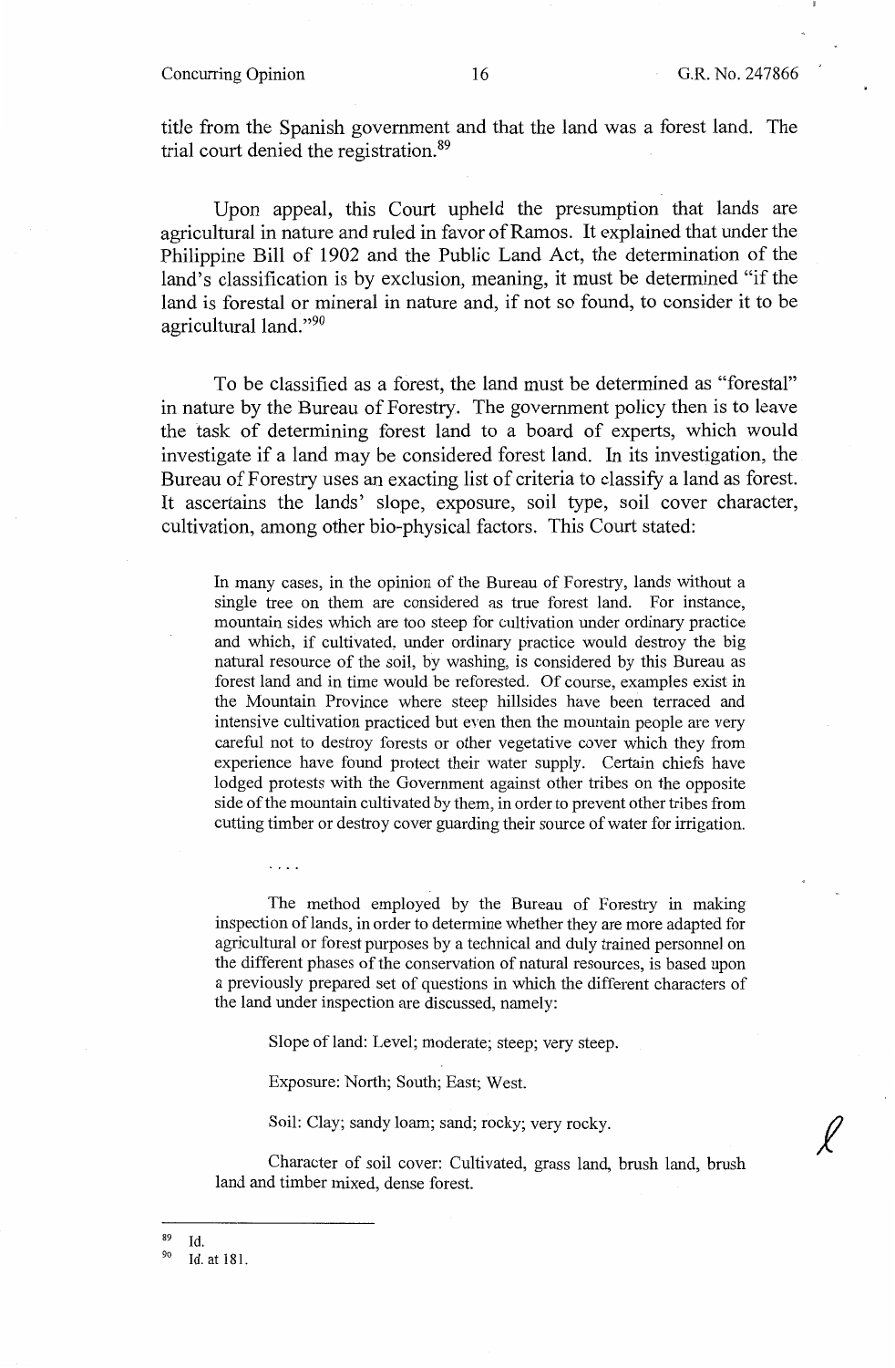title from the Spanish government and that the land was a forest land. The trial court denied the registration.[89]

Upon appeal, this Court upheld the presumption that lands are agricultural in nature and ruled in favor of Ramos. It explained that under the Philippine Bill of 1902 and the Public Land Act, the determination of the land's classification is by exclusion, meaning, it must be determined "if the land is forestal or mineral in nature and, if not so found, to consider it to be agricultural land."[90]

To be classified as a forest, the land must be determined as "forestal" in nature by the Bureau of Forestry. The government policy then is to leave the task of determining forest land to a board of experts, which would investigate if a land may be considered forest land. In its investigation, the Bureau of Forestry uses an exacting list of criteria to classify a land as forest. It ascertains the lands' slope, exposure, soil type, soil cover character, cultivation, among other bio-physical factors. This Court stated:

> In many cases, in the opinion of the Bureau of Forestry, lands without a single tree on them are considered as true forest land. For instance, mountain sides which are too steep for cultivation under ordinary practice and which, if cultivated, under ordinary practice would destroy the big natural resource of the soil, by washing, is considered by this Bureau as forest land and in time would be reforested. Of course, examples exist in the Mountain Province where steep hillsides have been terraced and intensive cultivation practiced but even then the mountain people are very careful not to destroy forests or other vegetative cover which they from experience have found protect their water supply. Certain chiefs have lodged protests with the Government against other tribes on the opposite side of the mountain cultivated by them, in order to prevent other tribes from cutting timber or destroy cover guarding their source of water for irrigation.
>
> . . . .
>
> The method employed by the Bureau of Forestry in making inspection of lands, in order to determine whether they are more adapted for agricultural or forest purposes by a technical and duly trained personnel on the different phases of the conservation of natural resources, is based upon a previously prepared set of questions in which the different characters of the land under inspection are discussed, namely:
>
> Slope of land: Level; moderate; steep; very steep.
>
> Exposure: North; South; East; West.
>
> Soil: Clay; sandy loam; sand; rocky; very rocky.
>
> Character of soil cover: Cultivated, grass land, brush land, brush land and timber mixed, dense forest.

---

[89] Id.

[90] Id. at 181.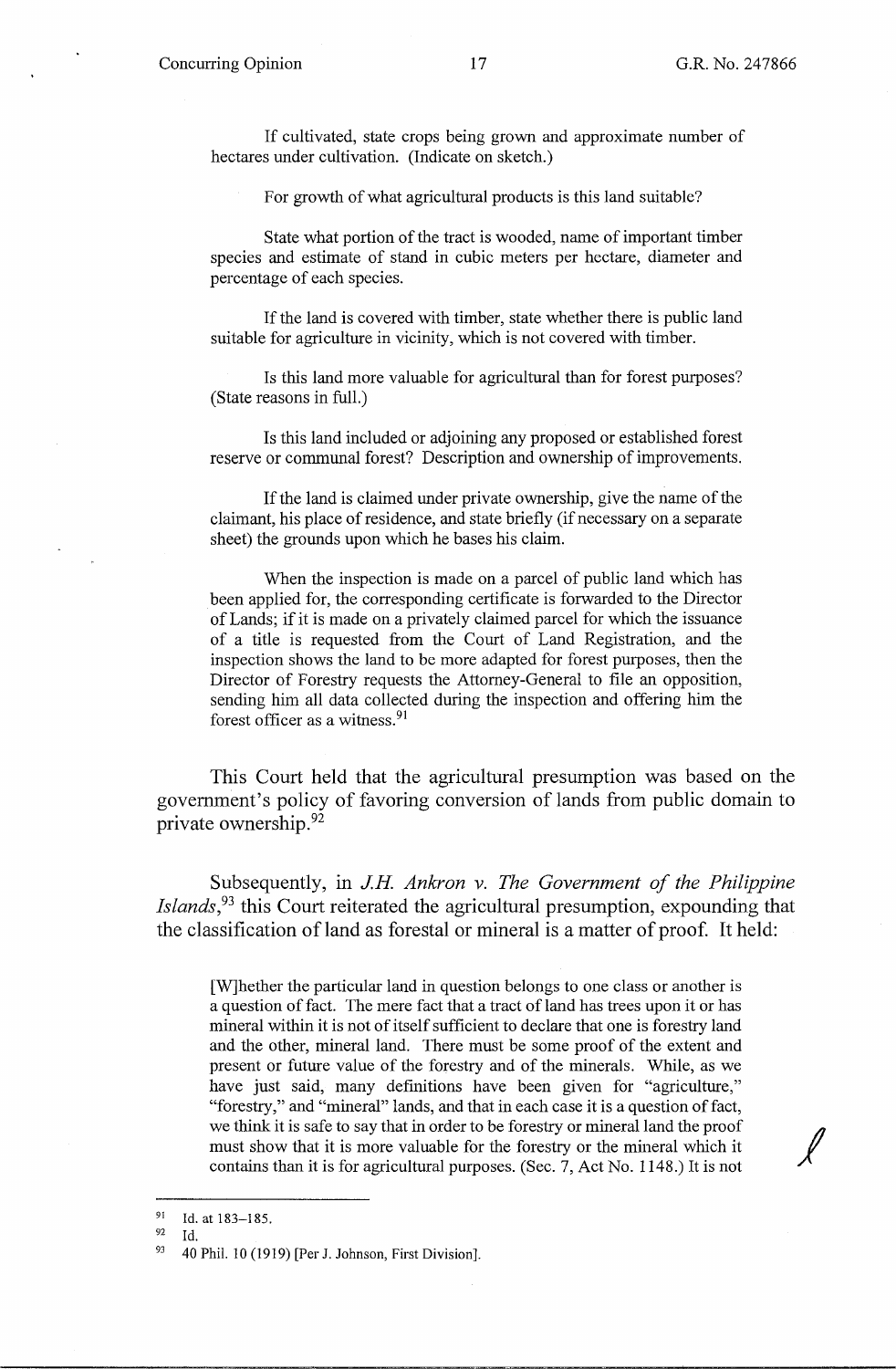> If cultivated, state crops being grown and approximate number of hectares under cultivation. (Indicate on sketch.)
>
> For growth of what agricultural products is this land suitable?
>
> State what portion of the tract is wooded, name of important timber species and estimate of stand in cubic meters per hectare, diameter and percentage of each species.
>
> If the land is covered with timber, state whether there is public land suitable for agriculture in vicinity, which is not covered with timber.
>
> Is this land more valuable for agricultural than for forest purposes? (State reasons in full.)
>
> Is this land included or adjoining any proposed or established forest reserve or communal forest? Description and ownership of improvements.
>
> If the land is claimed under private ownership, give the name of the claimant, his place of residence, and state briefly (if necessary on a separate sheet) the grounds upon which he bases his claim.
>
> When the inspection is made on a parcel of public land which has been applied for, the corresponding certificate is forwarded to the Director of Lands; if it is made on a privately claimed parcel for which the issuance of a title is requested from the Court of Land Registration, and the inspection shows the land to be more adapted for forest purposes, then the Director of Forestry requests the Attorney-General to file an opposition, sending him all data collected during the inspection and offering him the forest officer as a witness.[91]

This Court held that the agricultural presumption was based on the government's policy of favoring conversion of lands from public domain to private ownership.[92]

Subsequently, in *J.H. Ankron v. The Government of the Philippine Islands*,[93] this Court reiterated the agricultural presumption, expounding that the classification of land as forestal or mineral is a matter of proof. It held:

> [W]hether the particular land in question belongs to one class or another is a question of fact. The mere fact that a tract of land has trees upon it or has mineral within it is not of itself sufficient to declare that one is forestry land and the other, mineral land. There must be some proof of the extent and present or future value of the forestry and of the minerals. While, as we have just said, many definitions have been given for "agriculture," "forestry," and "mineral" lands, and that in each case it is a question of fact, we think it is safe to say that in order to be forestry or mineral land the proof must show that it is more valuable for the forestry or the mineral which it contains than it is for agricultural purposes. (Sec. 7, Act No. 1148.) It is not

---

[91] Id. at 183–185.

[92] Id.

[93] 40 Phil. 10 (1919) [Per J. Johnson, First Division].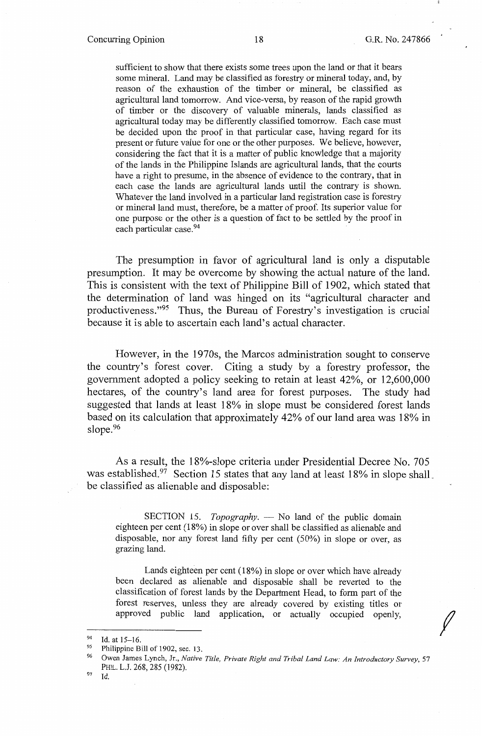> sufficient to show that there exists some trees upon the land or that it bears some mineral. Land may be classified as forestry or mineral today, and, by reason of the exhaustion of the timber or mineral, be classified as agricultural land tomorrow. And vice-versa, by reason of the rapid growth of timber or the discovery of valuable minerals, lands classified as agricultural today may be differently classified tomorrow. Each case must be decided upon the proof in that particular case, having regard for its present or future value for one or the other purposes. We believe, however, considering the fact that it is a matter of public knowledge that a majority of the lands in the Philippine Islands are agricultural lands, that the courts have a right to presume, in the absence of evidence to the contrary, that in each case the lands are agricultural lands until the contrary is shown. Whatever the land involved in a particular land registration case is forestry or mineral land must, therefore, be a matter of proof. Its superior value for one purpose or the other is a question of fact to be settled by the proof in each particular case.[94]

The presumption in favor of agricultural land is only a disputable presumption. It may be overcome by showing the actual nature of the land. This is consistent with the text of Philippine Bill of 1902, which stated that the determination of land was hinged on its "agricultural character and productiveness."[95] Thus, the Bureau of Forestry's investigation is crucial because it is able to ascertain each land's actual character.

However, in the 1970s, the Marcos administration sought to conserve the country's forest cover. Citing a study by a forestry professor, the government adopted a policy seeking to retain at least 42%, or 12,600,000 hectares, of the country's land area for forest purposes. The study had suggested that lands at least 18% in slope must be considered forest lands based on its calculation that approximately 42% of our land area was 18% in slope.[96]

As a result, the 18%-slope criteria under Presidential Decree No. 705 was established.[97] Section 15 states that any land at least 18% in slope shall be classified as alienable and disposable:

> SECTION 15. *Topography.* — No land of the public domain eighteen per cent (18%) in slope or over shall be classified as alienable and disposable, nor any forest land fifty per cent (50%) in slope or over, as grazing land.
>
> Lands eighteen per cent (18%) in slope or over which have already been declared as alienable and disposable shall be reverted to the classification of forest lands by the Department Head, to form part of the forest reserves, unless they are already covered by existing titles or approved public land application, or actually occupied openly,

---

[94] Id. at 15–16.

[95] Philippine Bill of 1902, sec. 13.

[96] Owen James Lynch, Jr., *Native Title, Private Right and Tribal Land Law: An Introductory Survey*, 57 PHIL. L.J. 268, 285 (1982).

[97] Id.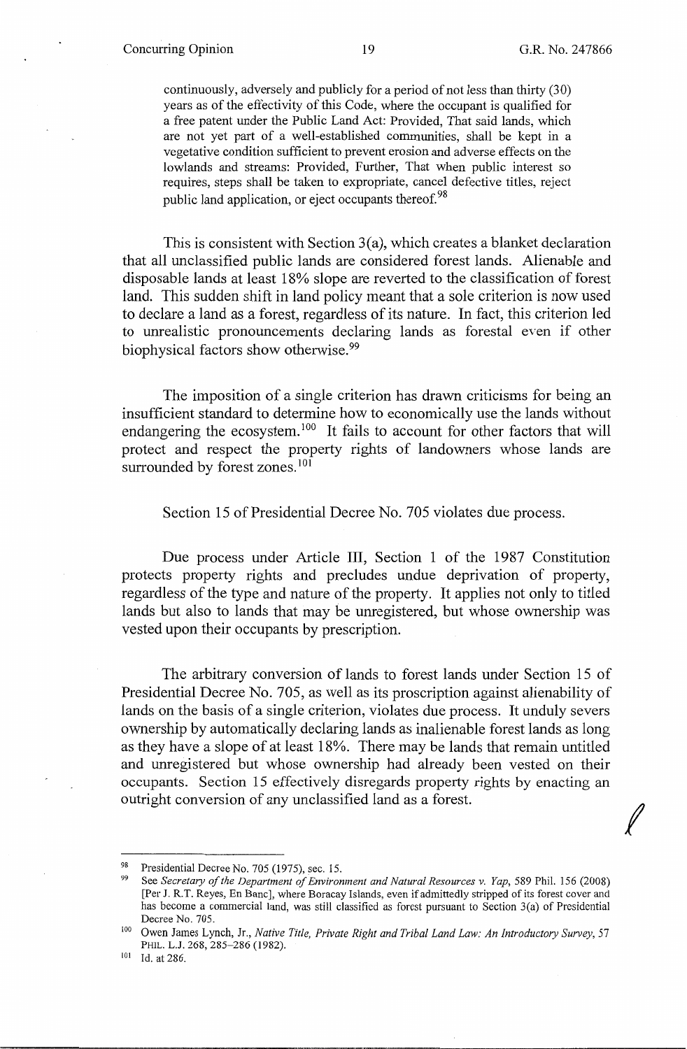> continuously, adversely and publicly for a period of not less than thirty (30) years as of the effectivity of this Code, where the occupant is qualified for a free patent under the Public Land Act: Provided, That said lands, which are not yet part of a well-established communities, shall be kept in a vegetative condition sufficient to prevent erosion and adverse effects on the lowlands and streams: Provided, Further, That when public interest so requires, steps shall be taken to expropriate, cancel defective titles, reject public land application, or eject occupants thereof.[98]

This is consistent with Section 3(a), which creates a blanket declaration that all unclassified public lands are considered forest lands. Alienable and disposable lands at least 18% slope are reverted to the classification of forest land. This sudden shift in land policy meant that a sole criterion is now used to declare a land as a forest, regardless of its nature. In fact, this criterion led to unrealistic pronouncements declaring lands as forestal even if other biophysical factors show otherwise.[99]

The imposition of a single criterion has drawn criticisms for being an insufficient standard to determine how to economically use the lands without endangering the ecosystem.[100] It fails to account for other factors that will protect and respect the property rights of landowners whose lands are surrounded by forest zones.[101]

Section 15 of Presidential Decree No. 705 violates due process.

Due process under Article III, Section 1 of the 1987 Constitution protects property rights and precludes undue deprivation of property, regardless of the type and nature of the property. It applies not only to titled lands but also to lands that may be unregistered, but whose ownership was vested upon their occupants by prescription.

The arbitrary conversion of lands to forest lands under Section 15 of Presidential Decree No. 705, as well as its proscription against alienability of lands on the basis of a single criterion, violates due process. It unduly severs ownership by automatically declaring lands as inalienable forest lands as long as they have a slope of at least 18%. There may be lands that remain untitled and unregistered but whose ownership had already been vested on their occupants. Section 15 effectively disregards property rights by enacting an outright conversion of any unclassified land as a forest.

---

[98] Presidential Decree No. 705 (1975), sec. 15.

[99] See *Secretary of the Department of Environment and Natural Resources v. Yap*, 589 Phil. 156 (2008) [Per J. R.T. Reyes, En Banc], where Boracay Islands, even if admittedly stripped of its forest cover and has become a commercial land, was still classified as forest pursuant to Section 3(a) of Presidential Decree No. 705.

[100] Owen James Lynch, Jr., *Native Title, Private Right and Tribal Land Law: An Introductory Survey*, 57 PHIL. L.J. 268, 285–286 (1982).

[101] Id. at 286.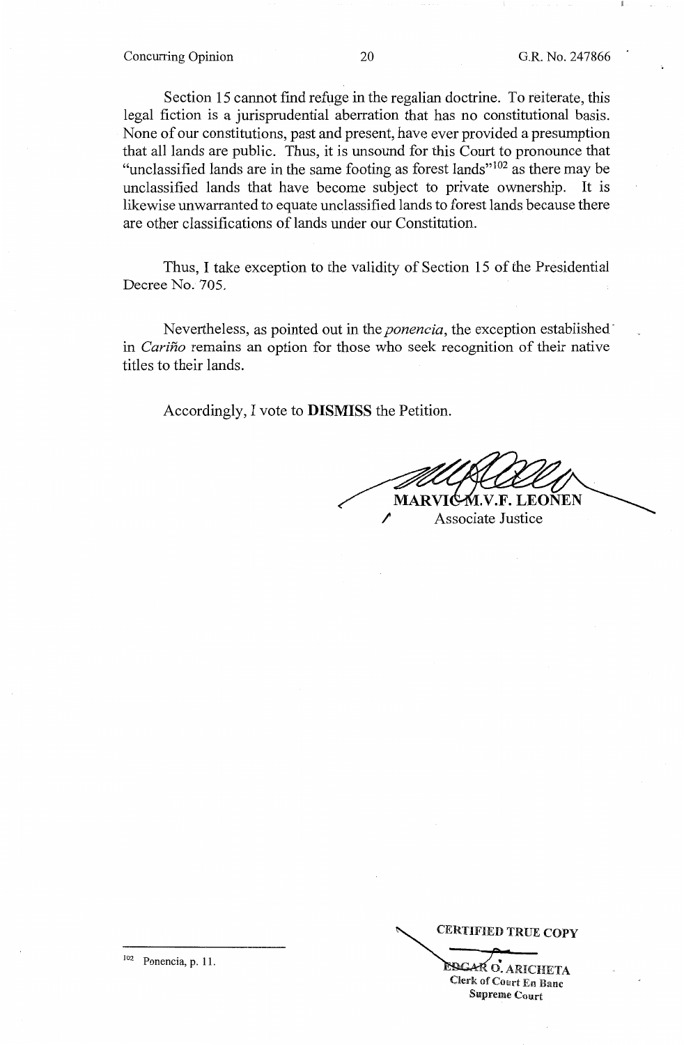Section 15 cannot find refuge in the regalian doctrine. To reiterate, this legal fiction is a jurisprudential aberration that has no constitutional basis. None of our constitutions, past and present, have ever provided a presumption that all lands are public. Thus, it is unsound for this Court to pronounce that "unclassified lands are in the same footing as forest lands"[102] as there may be unclassified lands that have become subject to private ownership. It is likewise unwarranted to equate unclassified lands to forest lands because there are other classifications of lands under our Constitution.

Thus, I take exception to the validity of Section 15 of the Presidential Decree No. 705.

Nevertheless, as pointed out in the *ponencia*, the exception established in *Cariño* remains an option for those who seek recognition of their native titles to their lands.

Accordingly, I vote to **DISMISS** the Petition.

**MARVIC M.V.F. LEONEN**
Associate Justice

---

[102] Ponencia, p. 11.

CERTIFIED TRUE COPY

EDGAR O. ARICHETA
Clerk of Court En Banc
Supreme Court